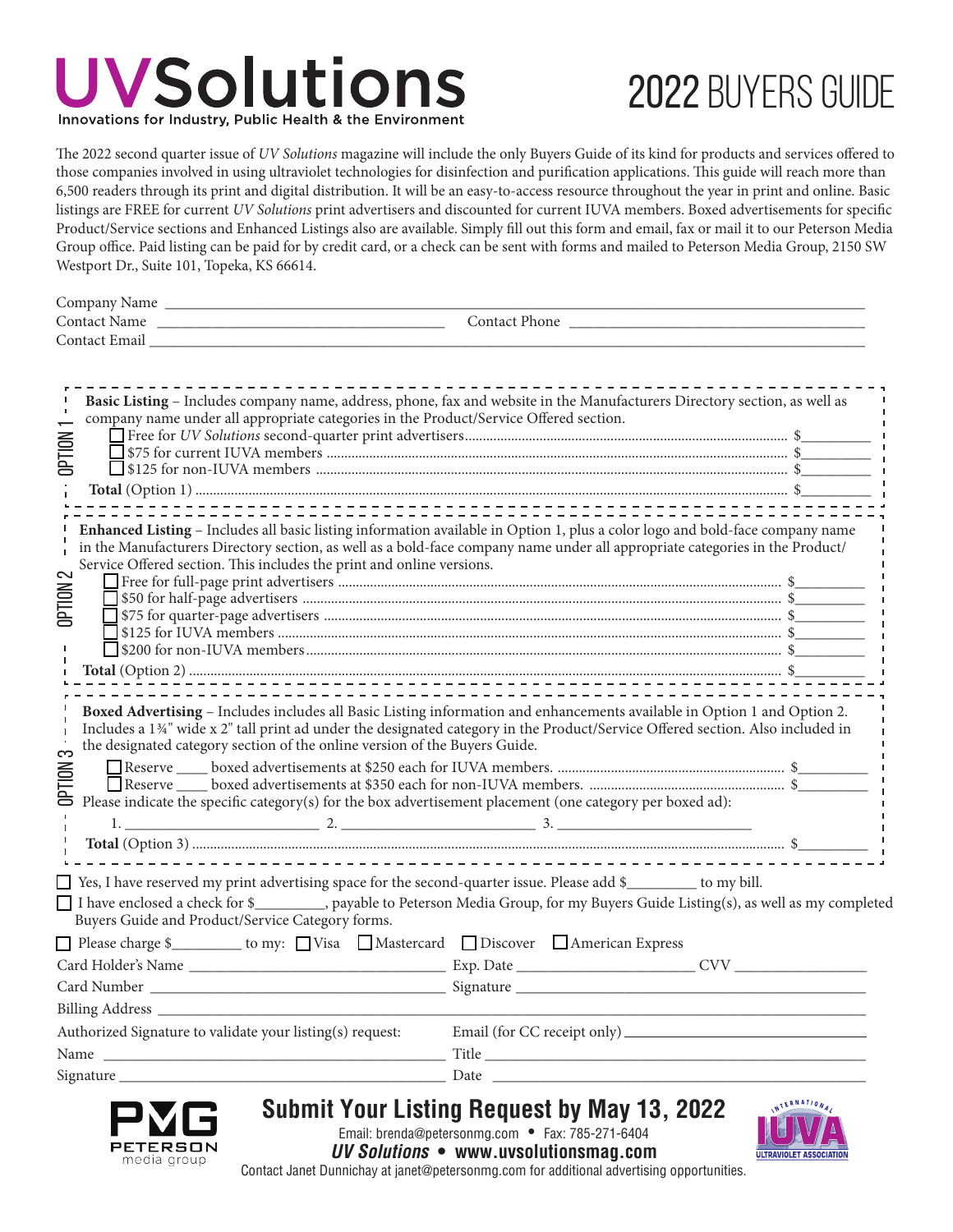# UVSolutions

Innovations for Industry, Public Health & the Environment

# 2022 BUYERS GUIDE

The 2022 second quarter issue of *UV Solutions* magazine will include the only Buyers Guide of its kind for products and services offered to those companies involved in using ultraviolet technologies for disinfection and purification applications. This guide will reach more than 6,500 readers through its print and digital distribution. It will be an easy-to-access resource throughout the year in print and online. Basic listings are FREE for current *UV Solutions* print advertisers and discounted for current IUVA members. Boxed advertisements for specific Product/Service sections and Enhanced Listings also are available. Simply fill out this form and email, fax or mail it to our Peterson Media Group office. Paid listing can be paid for by credit card, or a check can be sent with forms and mailed to Peterson Media Group, 2150 SW Westport Dr., Suite 101, Topeka, KS 66614.

Company Name ____________________

Contact Name ____________________ Contact Phone ____________________

Contact Email ____________________

## OPTION 1

**Basic Listing** – Includes company name, address, phone, fax and website in the Manufacturers Directory section, as well as company name under all appropriate categories in the Product/Service Offered section.

- ☐ Free for *UV Solutions* second-quarter print advertisers ........ $_________
- ☐ $75 for current IUVA members ........ $_________
- ☐ $125 for non-IUVA members ........ $_________

**Total** (Option 1) ........ $_________

## OPTION 2

**Enhanced Listing** – Includes all basic listing information available in Option 1, plus a color logo and bold-face company name in the Manufacturers Directory section, as well as a bold-face company name under all appropriate categories in the Product/Service Offered section. This includes the print and online versions.

- ☐ Free for full-page print advertisers ........ $_________
- ☐ $50 for half-page advertisers ........ $_________
- ☐ $75 for quarter-page advertisers ........ $_________
- ☐ $125 for IUVA members ........ $_________
- ☐ $200 for non-IUVA members ........ $_________

**Total** (Option 2) ........ $_________

## OPTION 3

**Boxed Advertising** – Includes includes all Basic Listing information and enhancements available in Option 1 and Option 2. Includes a 1¾" wide x 2" tall print ad under the designated category in the Product/Service Offered section. Also included in the designated category section of the online version of the Buyers Guide.

- ☐ Reserve ____ boxed advertisements at $250 each for IUVA members. ........ $_________
- ☐ Reserve ____ boxed advertisements at $350 each for non-IUVA members. ........ $_________

Please indicate the specific category(s) for the box advertisement placement (one category per boxed ad):

1. ____________________ 2. ____________________ 3. ____________________

**Total** (Option 3) ........ $_________

☐ Yes, I have reserved my print advertising space for the second-quarter issue. Please add $_________ to my bill.

☐ I have enclosed a check for $_________, payable to Peterson Media Group, for my Buyers Guide Listing(s), as well as my completed Buyers Guide and Product/Service Category forms.

☐ Please charge $_________ to my: ☐ Visa ☐ Mastercard ☐ Discover ☐ American Express

Card Holder's Name ____________________ Exp. Date ____________ CVV ____________

Card Number ____________________ Signature ____________________

Billing Address ____________________

Authorized Signature to validate your listing(s) request: Email (for CC receipt only) ____________________

Name ____________________ Title ____________________

Signature ____________________ Date ____________________

PMG Peterson media group

## Submit Your Listing Request by May 13, 2022

Email: brenda@petersonmg.com • Fax: 785-271-6404

***UV Solutions* • www.uvsolutionsmag.com**

Contact Janet Dunnichay at janet@petersonmg.com for additional advertising opportunities.

International IUVA Ultraviolet Association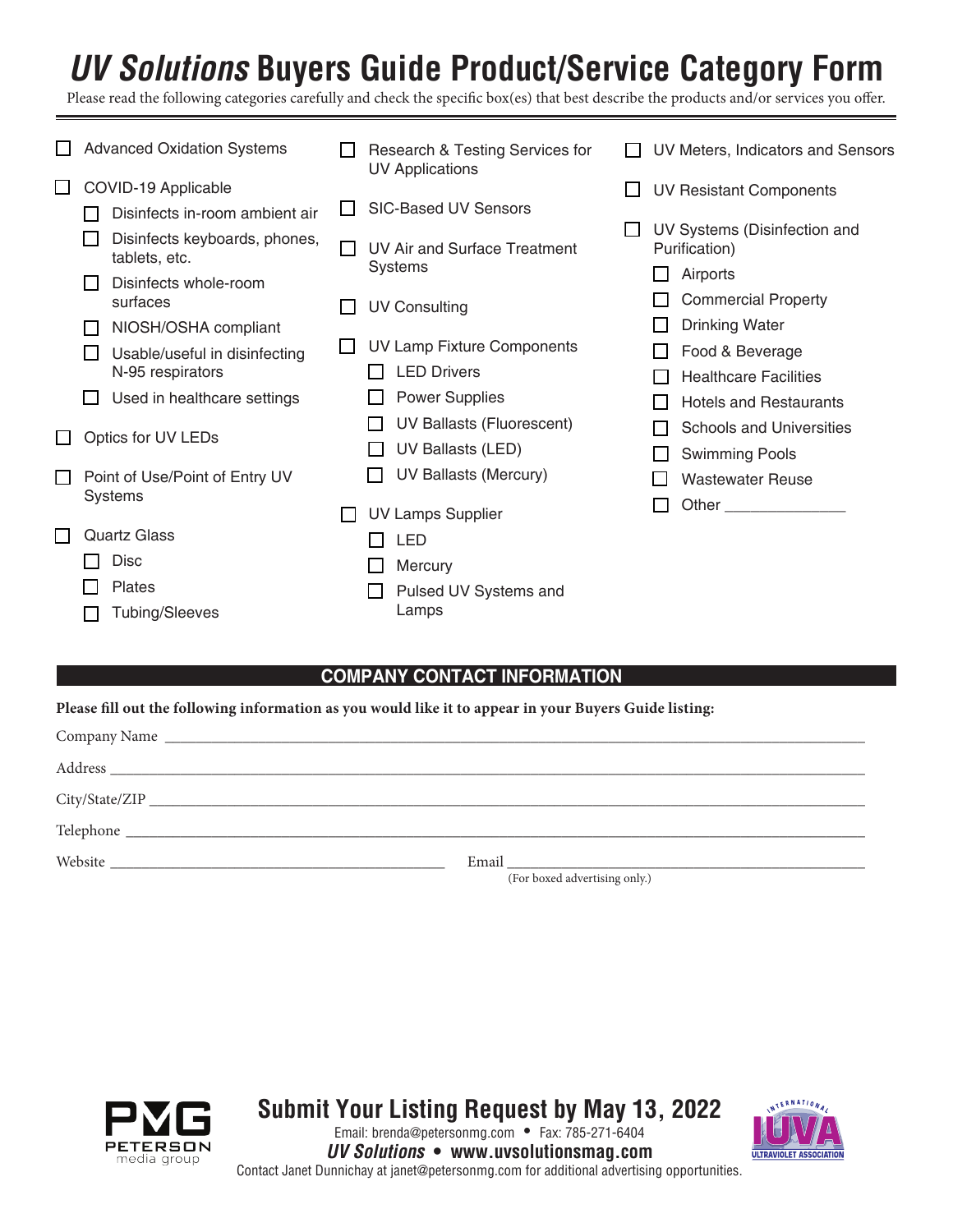# *UV Solutions* Buyers Guide Product/Service Category Form

Please read the following categories carefully and check the specific box(es) that best describe the products and/or services you offer.

- ☐ Advanced Oxidation Systems
- ☐ COVID-19 Applicable
  - ☐ Disinfects in-room ambient air
  - ☐ Disinfects keyboards, phones, tablets, etc.
  - ☐ Disinfects whole-room surfaces
  - ☐ NIOSH/OSHA compliant
  - ☐ Usable/useful in disinfecting N-95 respirators
  - ☐ Used in healthcare settings
- ☐ Optics for UV LEDs
- ☐ Point of Use/Point of Entry UV Systems
- ☐ Quartz Glass
  - ☐ Disc
  - ☐ Plates
  - ☐ Tubing/Sleeves
- ☐ Research & Testing Services for UV Applications
- ☐ SIC-Based UV Sensors
- ☐ UV Air and Surface Treatment Systems
- ☐ UV Consulting
- ☐ UV Lamp Fixture Components
  - ☐ LED Drivers
  - ☐ Power Supplies
  - ☐ UV Ballasts (Fluorescent)
  - ☐ UV Ballasts (LED)
  - ☐ UV Ballasts (Mercury)
- ☐ UV Lamps Supplier
  - ☐ LED
  - ☐ Mercury
  - ☐ Pulsed UV Systems and Lamps
- ☐ UV Meters, Indicators and Sensors
- ☐ UV Resistant Components
- ☐ UV Systems (Disinfection and Purification)
  - ☐ Airports
  - ☐ Commercial Property
  - ☐ Drinking Water
  - ☐ Food & Beverage
  - ☐ Healthcare Facilities
  - ☐ Hotels and Restaurants
  - ☐ Schools and Universities
  - ☐ Swimming Pools
  - ☐ Wastewater Reuse
  - ☐ Other ______________

## COMPANY CONTACT INFORMATION

**Please fill out the following information as you would like it to appear in your Buyers Guide listing:**

Company Name ________________________________________________

Address ________________________________________________

City/State/ZIP ________________________________________________

Telephone ________________________________________________

Website ______________________________ Email ______________________________
(For boxed advertising only.)

## Submit Your Listing Request by May 13, 2022

Email: brenda@petersonmg.com • Fax: 785-271-6404

***UV Solutions*** **• www.uvsolutionsmag.com**

Contact Janet Dunnichay at janet@petersonmg.com for additional advertising opportunities.